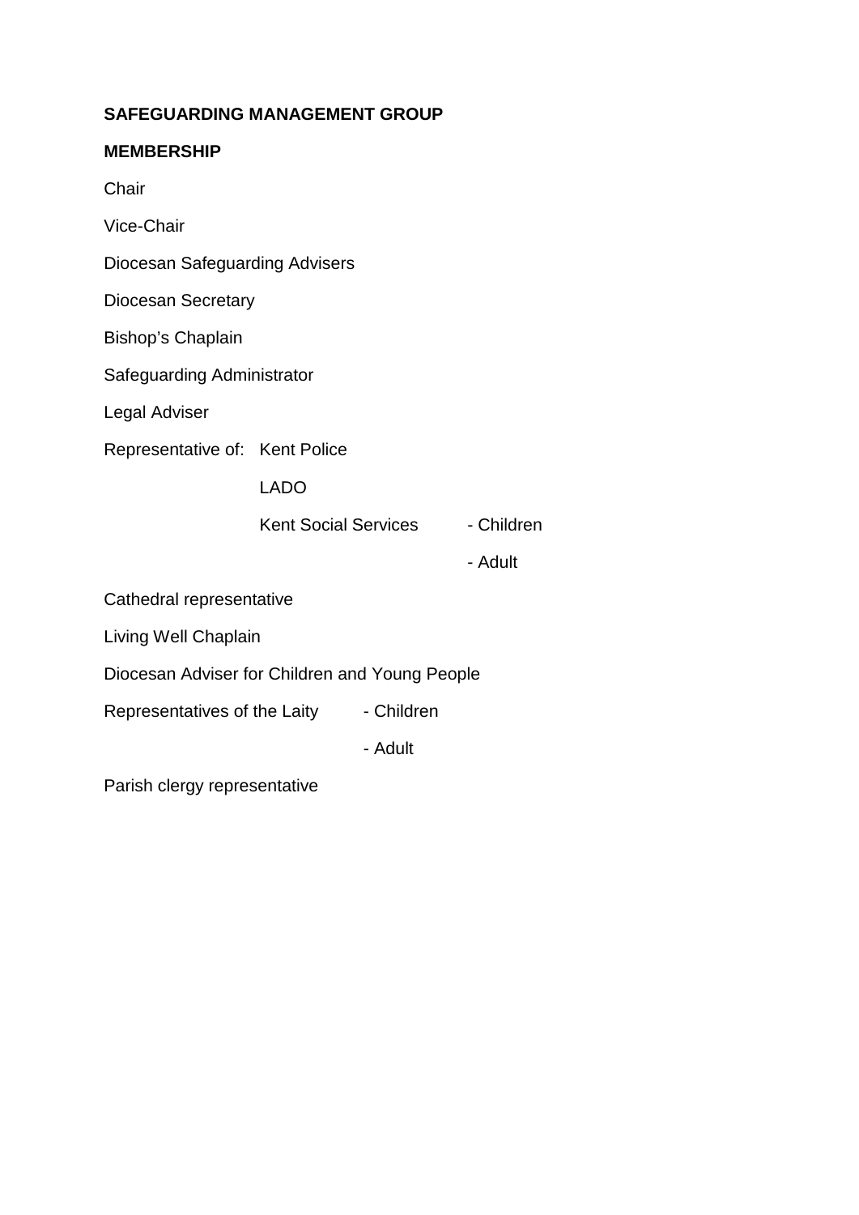**SAFEGUARDING MANAGEMENT GROUP**

**MEMBERSHIP**

Chair

Vice-Chair

Diocesan Safeguarding Advisers

Diocesan Secretary

Bishop's Chaplain

Safeguarding Administrator

Legal Adviser

Representative of: Kent Police

LADO

Kent Social Services - Children

- Adult

Cathedral representative

Living Well Chaplain

Diocesan Adviser for Children and Young People

Representatives of the Laity - Children

- Adult

Parish clergy representative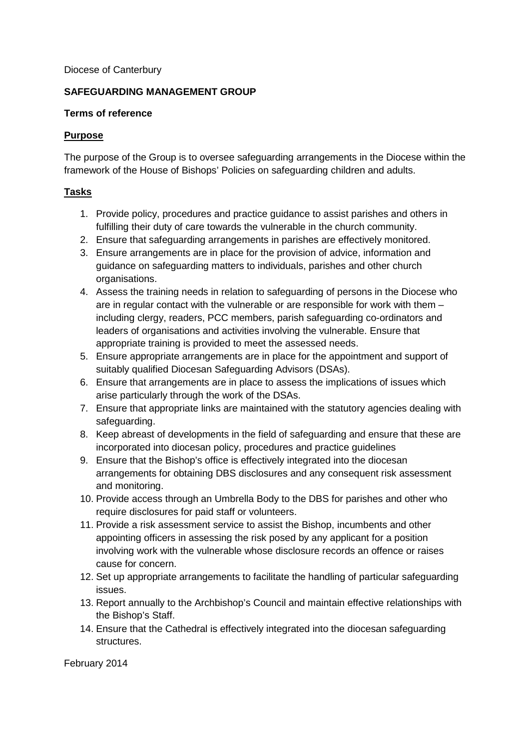Diocese of Canterbury

**SAFEGUARDING MANAGEMENT GROUP**

**Terms of reference**

**Purpose**

The purpose of the Group is to oversee safeguarding arrangements in the Diocese within the framework of the House of Bishops' Policies on safeguarding children and adults.

**Tasks**

1. Provide policy, procedures and practice guidance to assist parishes and others in fulfilling their duty of care towards the vulnerable in the church community.
2. Ensure that safeguarding arrangements in parishes are effectively monitored.
3. Ensure arrangements are in place for the provision of advice, information and guidance on safeguarding matters to individuals, parishes and other church organisations.
4. Assess the training needs in relation to safeguarding of persons in the Diocese who are in regular contact with the vulnerable or are responsible for work with them – including clergy, readers, PCC members, parish safeguarding co-ordinators and leaders of organisations and activities involving the vulnerable. Ensure that appropriate training is provided to meet the assessed needs.
5. Ensure appropriate arrangements are in place for the appointment and support of suitably qualified Diocesan Safeguarding Advisors (DSAs).
6. Ensure that arrangements are in place to assess the implications of issues which arise particularly through the work of the DSAs.
7. Ensure that appropriate links are maintained with the statutory agencies dealing with safeguarding.
8. Keep abreast of developments in the field of safeguarding and ensure that these are incorporated into diocesan policy, procedures and practice guidelines
9. Ensure that the Bishop's office is effectively integrated into the diocesan arrangements for obtaining DBS disclosures and any consequent risk assessment and monitoring.
10. Provide access through an Umbrella Body to the DBS for parishes and other who require disclosures for paid staff or volunteers.
11. Provide a risk assessment service to assist the Bishop, incumbents and other appointing officers in assessing the risk posed by any applicant for a position involving work with the vulnerable whose disclosure records an offence or raises cause for concern.
12. Set up appropriate arrangements to facilitate the handling of particular safeguarding issues.
13. Report annually to the Archbishop's Council and maintain effective relationships with the Bishop's Staff.
14. Ensure that the Cathedral is effectively integrated into the diocesan safeguarding structures.

February 2014